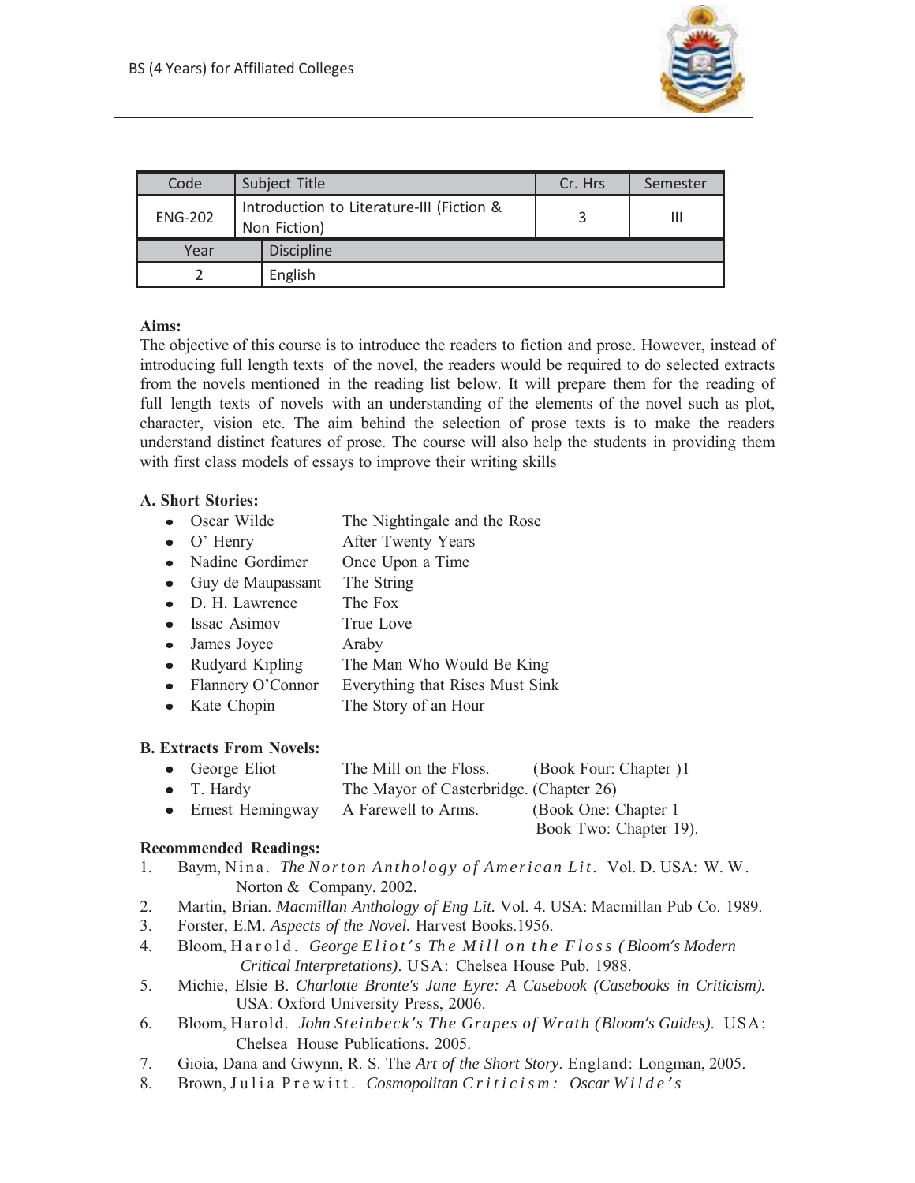| Code | Subject Title | Cr. Hrs | Semester |
|---|---|---|---|
| ENG-202 | Introduction to Literature-III (Fiction & Non Fiction) | 3 | III |
| Year | Discipline | | |
| 2 | English | | |

**Aims:**

The objective of this course is to introduce the readers to fiction and prose. However, instead of introducing full length texts of the novel, the readers would be required to do selected extracts from the novels mentioned in the reading list below. It will prepare them for the reading of full length texts of novels with an understanding of the elements of the novel such as plot, character, vision etc. The aim behind the selection of prose texts is to make the readers understand distinct features of prose. The course will also help the students in providing them with first class models of essays to improve their writing skills

**A. Short Stories:**

- Oscar Wilde — The Nightingale and the Rose
- O' Henry — After Twenty Years
- Nadine Gordimer — Once Upon a Time
- Guy de Maupassant — The String
- D. H. Lawrence — The Fox
- Issac Asimov — True Love
- James Joyce — Araby
- Rudyard Kipling — The Man Who Would Be King
- Flannery O'Connor — Everything that Rises Must Sink
- Kate Chopin — The Story of an Hour

**B. Extracts From Novels:**

- George Eliot — The Mill on the Floss. (Book Four: Chapter )1
- T. Hardy — The Mayor of Casterbridge. (Chapter 26)
- Ernest Hemingway — A Farewell to Arms. (Book One: Chapter 1 Book Two: Chapter 19).

**Recommended Readings:**

1. Baym, Nina. *The Norton Anthology of American Lit.* Vol. D. USA: W. W. Norton & Company, 2002.
2. Martin, Brian. *Macmillan Anthology of Eng Lit.* Vol. 4. USA: Macmillan Pub Co. 1989.
3. Forster, E.M. *Aspects of the Novel.* Harvest Books.1956.
4. Bloom, Harold. *George Eliot's The Mill on the Floss (Bloom's Modern Critical Interpretations).* USA: Chelsea House Pub. 1988.
5. Michie, Elsie B. *Charlotte Bronte's Jane Eyre: A Casebook (Casebooks in Criticism).* USA: Oxford University Press, 2006.
6. Bloom, Harold. *John Steinbeck's The Grapes of Wrath (Bloom's Guides).* USA: Chelsea House Publications. 2005.
7. Gioia, Dana and Gwynn, R. S. The *Art of the Short Story*. England: Longman, 2005.
8. Brown, Julia Prewitt. *Cosmopolitan Criticism: Oscar Wilde's*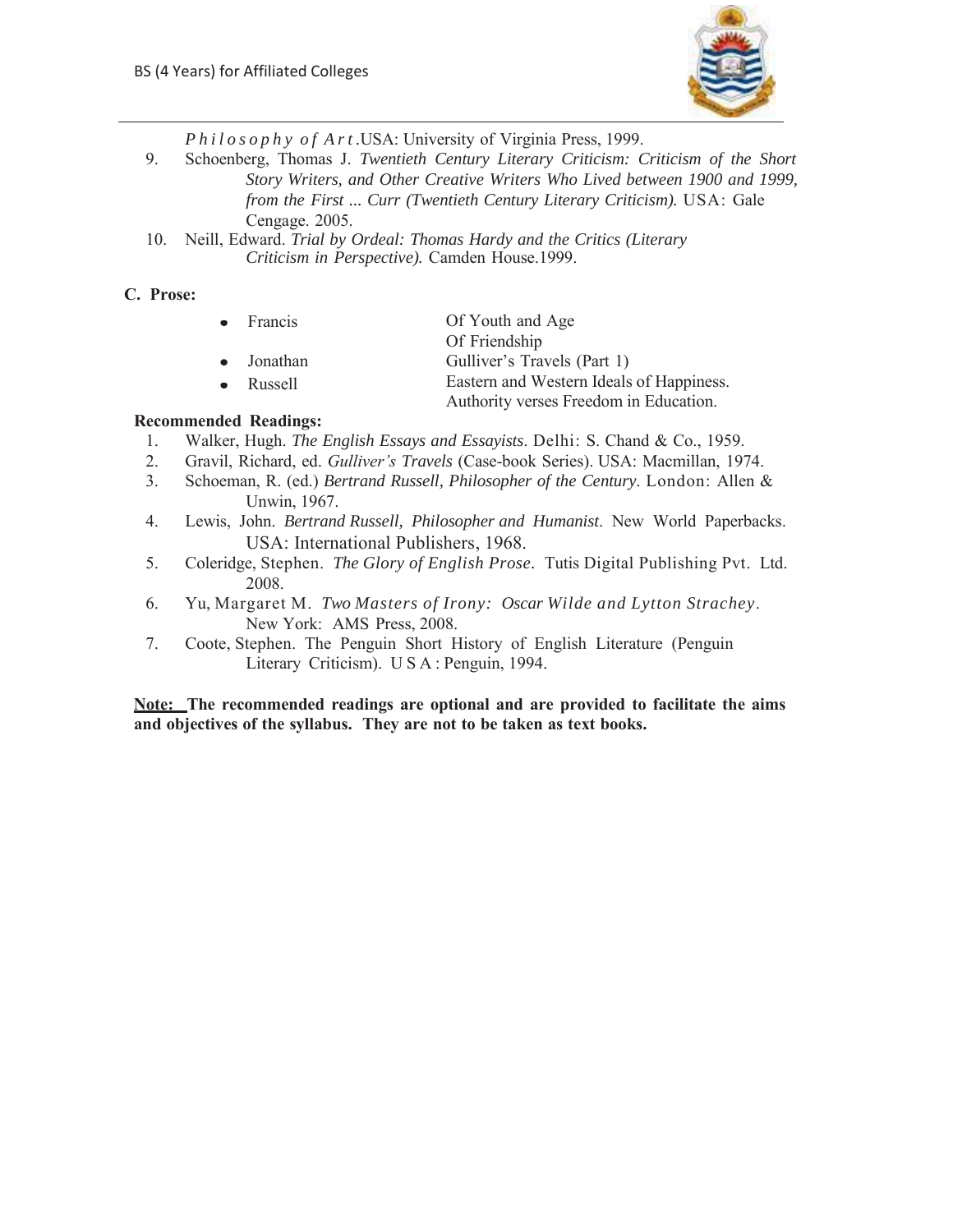*Philosophy of Art*.USA: University of Virginia Press, 1999.

9. Schoenberg, Thomas J. *Twentieth Century Literary Criticism: Criticism of the Short Story Writers, and Other Creative Writers Who Lived between 1900 and 1999, from the First ... Curr (Twentieth Century Literary Criticism).* USA: Gale Cengage. 2005.
10. Neill, Edward. *Trial by Ordeal: Thomas Hardy and the Critics (Literary Criticism in Perspective).* Camden House.1999.

**C. Prose:**

| | |
|---|---|
| • Francis | Of Youth and Age |
| | Of Friendship |
| • Jonathan | Gulliver's Travels (Part 1) |
| • Russell | Eastern and Western Ideals of Happiness. |
| | Authority verses Freedom in Education. |

**Recommended Readings:**

1. Walker, Hugh. *The English Essays and Essayists*. Delhi: S. Chand & Co., 1959.
2. Gravil, Richard, ed. *Gulliver's Travels* (Case-book Series). USA: Macmillan, 1974.
3. Schoeman, R. (ed.) *Bertrand Russell, Philosopher of the Century*. London: Allen & Unwin, 1967.
4. Lewis, John. *Bertrand Russell, Philosopher and Humanist*. New World Paperbacks. USA: International Publishers, 1968.
5. Coleridge, Stephen. *The Glory of English Prose*. Tutis Digital Publishing Pvt. Ltd. 2008.
6. Yu, Margaret M. *Two Masters of Irony: Oscar Wilde and Lytton Strachey*. New York: AMS Press, 2008.
7. Coote, Stephen. The Penguin Short History of English Literature (Penguin Literary Criticism). U S A : Penguin, 1994.

**Note: The recommended readings are optional and are provided to facilitate the aims and objectives of the syllabus. They are not to be taken as text books.**